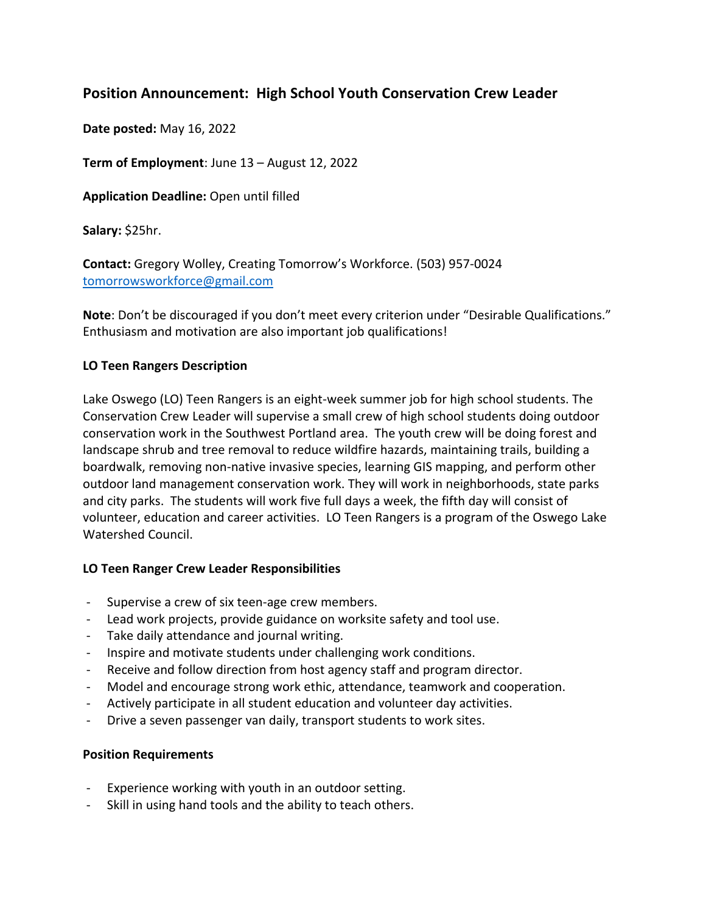## Position Announcement: High School Youth Conservation Crew Leader

**Date posted:** May 16, 2022

**Term of Employment**: June 13 – August 12, 2022

**Application Deadline:** Open until filled

**Salary:** $25hr.

**Contact:** Gregory Wolley, Creating Tomorrow's Workforce. (503) 957-0024 tomorrowsworkforce@gmail.com

**Note**: Don't be discouraged if you don't meet every criterion under "Desirable Qualifications." Enthusiasm and motivation are also important job qualifications!

### LO Teen Rangers Description

Lake Oswego (LO) Teen Rangers is an eight-week summer job for high school students. The Conservation Crew Leader will supervise a small crew of high school students doing outdoor conservation work in the Southwest Portland area. The youth crew will be doing forest and landscape shrub and tree removal to reduce wildfire hazards, maintaining trails, building a boardwalk, removing non-native invasive species, learning GIS mapping, and perform other outdoor land management conservation work. They will work in neighborhoods, state parks and city parks. The students will work five full days a week, the fifth day will consist of volunteer, education and career activities. LO Teen Rangers is a program of the Oswego Lake Watershed Council.

### LO Teen Ranger Crew Leader Responsibilities

- Supervise a crew of six teen-age crew members.
- Lead work projects, provide guidance on worksite safety and tool use.
- Take daily attendance and journal writing.
- Inspire and motivate students under challenging work conditions.
- Receive and follow direction from host agency staff and program director.
- Model and encourage strong work ethic, attendance, teamwork and cooperation.
- Actively participate in all student education and volunteer day activities.
- Drive a seven passenger van daily, transport students to work sites.

### Position Requirements

- Experience working with youth in an outdoor setting.
- Skill in using hand tools and the ability to teach others.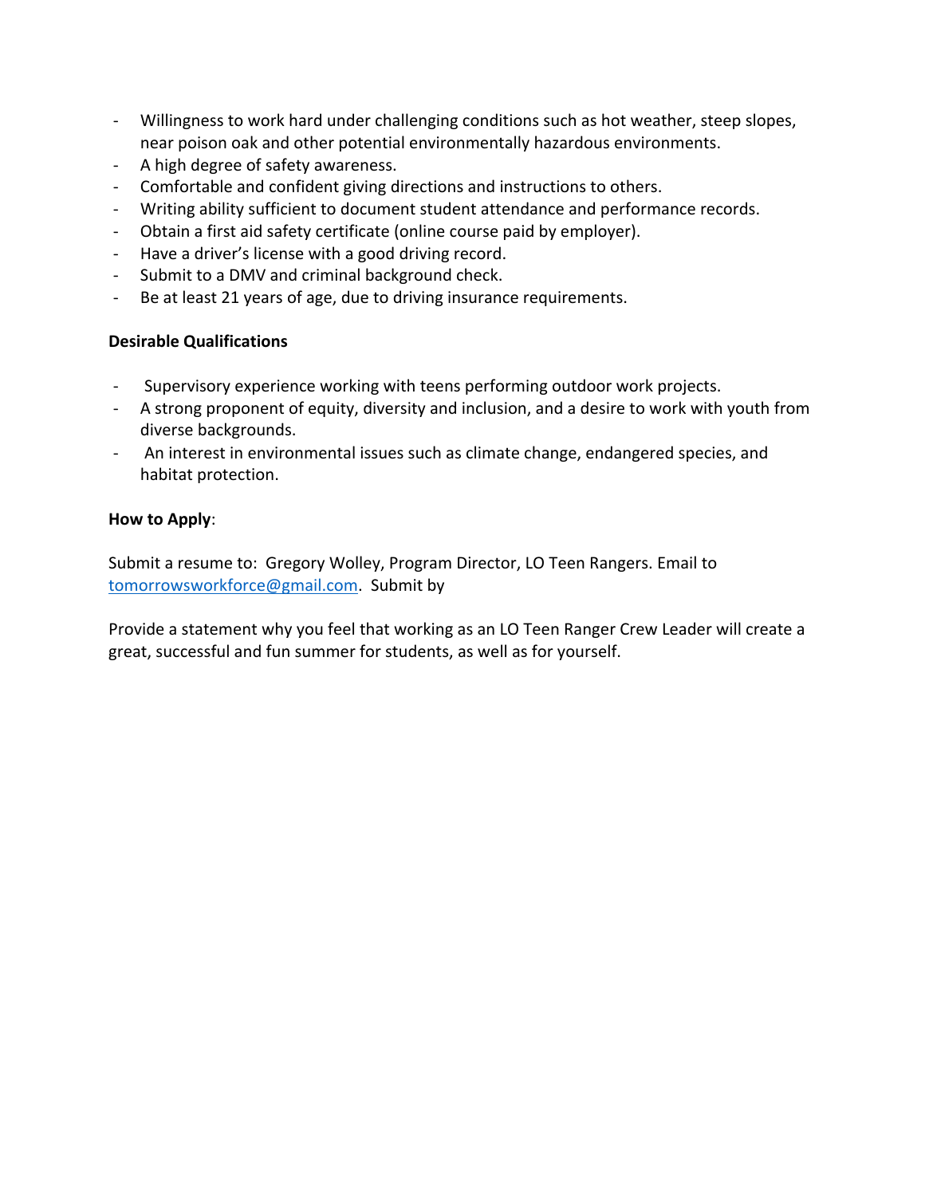- Willingness to work hard under challenging conditions such as hot weather, steep slopes, near poison oak and other potential environmentally hazardous environments.
- A high degree of safety awareness.
- Comfortable and confident giving directions and instructions to others.
- Writing ability sufficient to document student attendance and performance records.
- Obtain a first aid safety certificate (online course paid by employer).
- Have a driver's license with a good driving record.
- Submit to a DMV and criminal background check.
- Be at least 21 years of age, due to driving insurance requirements.

**Desirable Qualifications**

- Supervisory experience working with teens performing outdoor work projects.
- A strong proponent of equity, diversity and inclusion, and a desire to work with youth from diverse backgrounds.
- An interest in environmental issues such as climate change, endangered species, and habitat protection.

**How to Apply**:

Submit a resume to: Gregory Wolley, Program Director, LO Teen Rangers. Email to tomorrowsworkforce@gmail.com. Submit by

Provide a statement why you feel that working as an LO Teen Ranger Crew Leader will create a great, successful and fun summer for students, as well as for yourself.